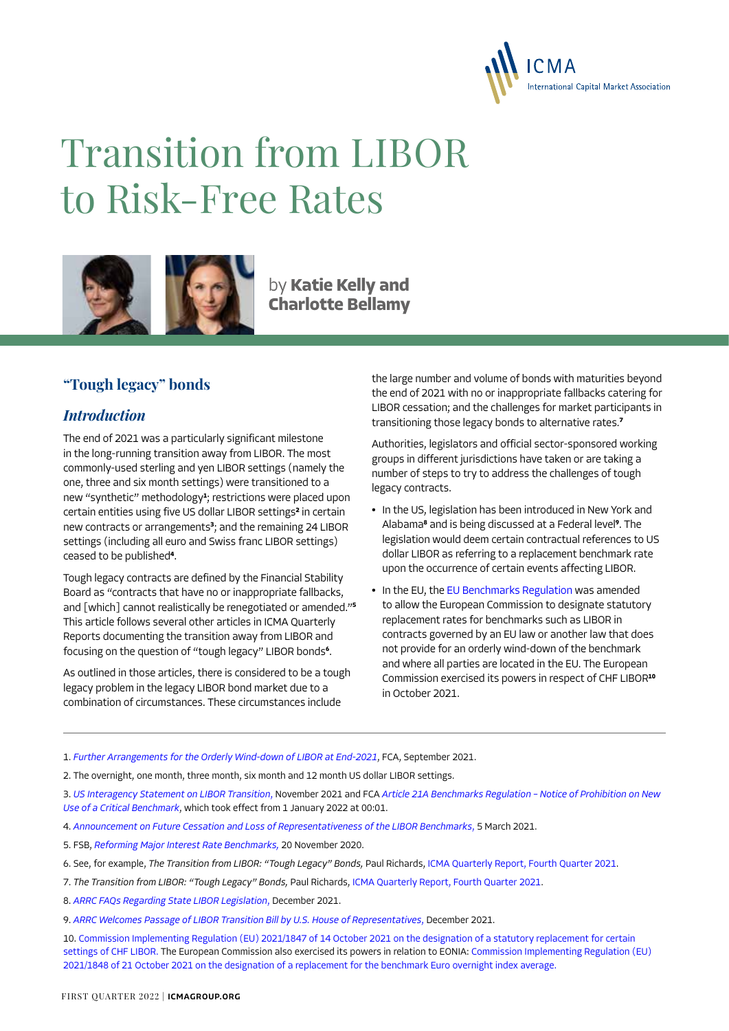# Transition from LIBOR to Risk-Free Rates

by **Katie Kelly and Charlotte Bellamy**

## "Tough legacy" bonds

### *Introduction*

The end of 2021 was a particularly significant milestone in the long-running transition away from LIBOR. The most commonly-used sterling and yen LIBOR settings (namely the one, three and six month settings) were transitioned to a new "synthetic" methodology[1]; restrictions were placed upon certain entities using five US dollar LIBOR settings[2] in certain new contracts or arrangements[3]; and the remaining 24 LIBOR settings (including all euro and Swiss franc LIBOR settings) ceased to be published[4].

Tough legacy contracts are defined by the Financial Stability Board as "contracts that have no or inappropriate fallbacks, and [which] cannot realistically be renegotiated or amended."[5] This article follows several other articles in ICMA Quarterly Reports documenting the transition away from LIBOR and focusing on the question of "tough legacy" LIBOR bonds[6].

As outlined in those articles, there is considered to be a tough legacy problem in the legacy LIBOR bond market due to a combination of circumstances. These circumstances include the large number and volume of bonds with maturities beyond the end of 2021 with no or inappropriate fallbacks catering for LIBOR cessation; and the challenges for market participants in transitioning those legacy bonds to alternative rates.[7]

Authorities, legislators and official sector-sponsored working groups in different jurisdictions have taken or are taking a number of steps to try to address the challenges of tough legacy contracts.

- In the US, legislation has been introduced in New York and Alabama[8] and is being discussed at a Federal level[9]. The legislation would deem certain contractual references to US dollar LIBOR as referring to a replacement benchmark rate upon the occurrence of certain events affecting LIBOR.
- In the EU, the EU Benchmarks Regulation was amended to allow the European Commission to designate statutory replacement rates for benchmarks such as LIBOR in contracts governed by an EU law or another law that does not provide for an orderly wind-down of the benchmark and where all parties are located in the EU. The European Commission exercised its powers in respect of CHF LIBOR[10] in October 2021.

---

1. *Further Arrangements for the Orderly Wind-down of LIBOR at End-2021*, FCA, September 2021.
2. The overnight, one month, three month, six month and 12 month US dollar LIBOR settings.
3. *US Interagency Statement on LIBOR Transition*, November 2021 and FCA *Article 21A Benchmarks Regulation – Notice of Prohibition on New Use of a Critical Benchmark*, which took effect from 1 January 2022 at 00:01.
4. *Announcement on Future Cessation and Loss of Representativeness of the LIBOR Benchmarks*, 5 March 2021.
5. FSB, *Reforming Major Interest Rate Benchmarks,* 20 November 2020.
6. See, for example, *The Transition from LIBOR: "Tough Legacy" Bonds,* Paul Richards, ICMA Quarterly Report, Fourth Quarter 2021.
7. *The Transition from LIBOR: "Tough Legacy" Bonds*, Paul Richards, ICMA Quarterly Report, Fourth Quarter 2021.
8. *ARRC FAQs Regarding State LIBOR Legislation*, December 2021.
9. *ARRC Welcomes Passage of LIBOR Transition Bill by U.S. House of Representatives*, December 2021.
10. Commission Implementing Regulation (EU) 2021/1847 of 14 October 2021 on the designation of a statutory replacement for certain settings of CHF LIBOR. The European Commission also exercised its powers in relation to EONIA: Commission Implementing Regulation (EU) 2021/1848 of 21 October 2021 on the designation of a replacement for the benchmark Euro overnight index average.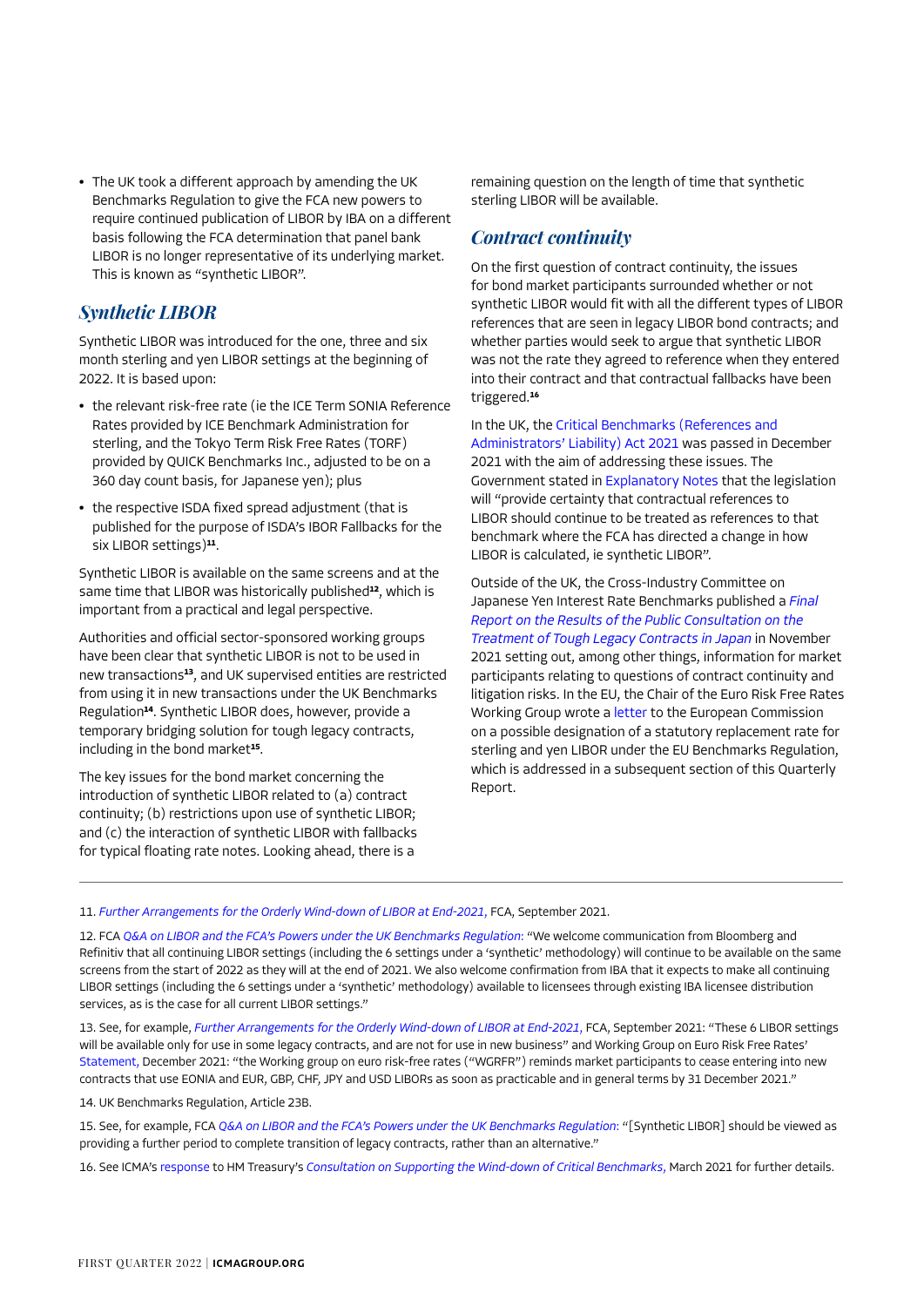- The UK took a different approach by amending the UK Benchmarks Regulation to give the FCA new powers to require continued publication of LIBOR by IBA on a different basis following the FCA determination that panel bank LIBOR is no longer representative of its underlying market. This is known as "synthetic LIBOR".

## *Synthetic LIBOR*

Synthetic LIBOR was introduced for the one, three and six month sterling and yen LIBOR settings at the beginning of 2022. It is based upon:

- the relevant risk-free rate (ie the ICE Term SONIA Reference Rates provided by ICE Benchmark Administration for sterling, and the Tokyo Term Risk Free Rates (TORF) provided by QUICK Benchmarks Inc., adjusted to be on a 360 day count basis, for Japanese yen); plus
- the respective ISDA fixed spread adjustment (that is published for the purpose of ISDA's IBOR Fallbacks for the six LIBOR settings)[11].

Synthetic LIBOR is available on the same screens and at the same time that LIBOR was historically published[12], which is important from a practical and legal perspective.

Authorities and official sector-sponsored working groups have been clear that synthetic LIBOR is not to be used in new transactions[13], and UK supervised entities are restricted from using it in new transactions under the UK Benchmarks Regulation[14]. Synthetic LIBOR does, however, provide a temporary bridging solution for tough legacy contracts, including in the bond market[15].

The key issues for the bond market concerning the introduction of synthetic LIBOR related to (a) contract continuity; (b) restrictions upon use of synthetic LIBOR; and (c) the interaction of synthetic LIBOR with fallbacks for typical floating rate notes. Looking ahead, there is a remaining question on the length of time that synthetic sterling LIBOR will be available.

## *Contract continuity*

On the first question of contract continuity, the issues for bond market participants surrounded whether or not synthetic LIBOR would fit with all the different types of LIBOR references that are seen in legacy LIBOR bond contracts; and whether parties would seek to argue that synthetic LIBOR was not the rate they agreed to reference when they entered into their contract and that contractual fallbacks have been triggered.[16]

In the UK, the Critical Benchmarks (References and Administrators' Liability) Act 2021 was passed in December 2021 with the aim of addressing these issues. The Government stated in Explanatory Notes that the legislation will "provide certainty that contractual references to LIBOR should continue to be treated as references to that benchmark where the FCA has directed a change in how LIBOR is calculated, ie synthetic LIBOR".

Outside of the UK, the Cross-Industry Committee on Japanese Yen Interest Rate Benchmarks published a *Final Report on the Results of the Public Consultation on the Treatment of Tough Legacy Contracts in Japan* in November 2021 setting out, among other things, information for market participants relating to questions of contract continuity and litigation risks. In the EU, the Chair of the Euro Risk Free Rates Working Group wrote a letter to the European Commission on a possible designation of a statutory replacement rate for sterling and yen LIBOR under the EU Benchmarks Regulation, which is addressed in a subsequent section of this Quarterly Report.

---

11. *Further Arrangements for the Orderly Wind-down of LIBOR at End-2021*, FCA, September 2021.

12. FCA *Q&A on LIBOR and the FCA's Powers under the UK Benchmarks Regulation*: "We welcome communication from Bloomberg and Refinitiv that all continuing LIBOR settings (including the 6 settings under a 'synthetic' methodology) will continue to be available on the same screens from the start of 2022 as they will at the end of 2021. We also welcome confirmation from IBA that it expects to make all continuing LIBOR settings (including the 6 settings under a 'synthetic' methodology) available to licensees through existing IBA licensee distribution services, as is the case for all current LIBOR settings."

13. See, for example, *Further Arrangements for the Orderly Wind-down of LIBOR at End-2021*, FCA, September 2021: "These 6 LIBOR settings will be available only for use in some legacy contracts, and are not for use in new business" and Working Group on Euro Risk Free Rates' Statement, December 2021: "the Working group on euro risk-free rates ("WGRFR") reminds market participants to cease entering into new contracts that use EONIA and EUR, GBP, CHF, JPY and USD LIBORs as soon as practicable and in general terms by 31 December 2021."

14. UK Benchmarks Regulation, Article 23B.

15. See, for example, FCA *Q&A on LIBOR and the FCA's Powers under the UK Benchmarks Regulation*: "[Synthetic LIBOR] should be viewed as providing a further period to complete transition of legacy contracts, rather than an alternative."

16. See ICMA's response to HM Treasury's *Consultation on Supporting the Wind-down of Critical Benchmarks*, March 2021 for further details.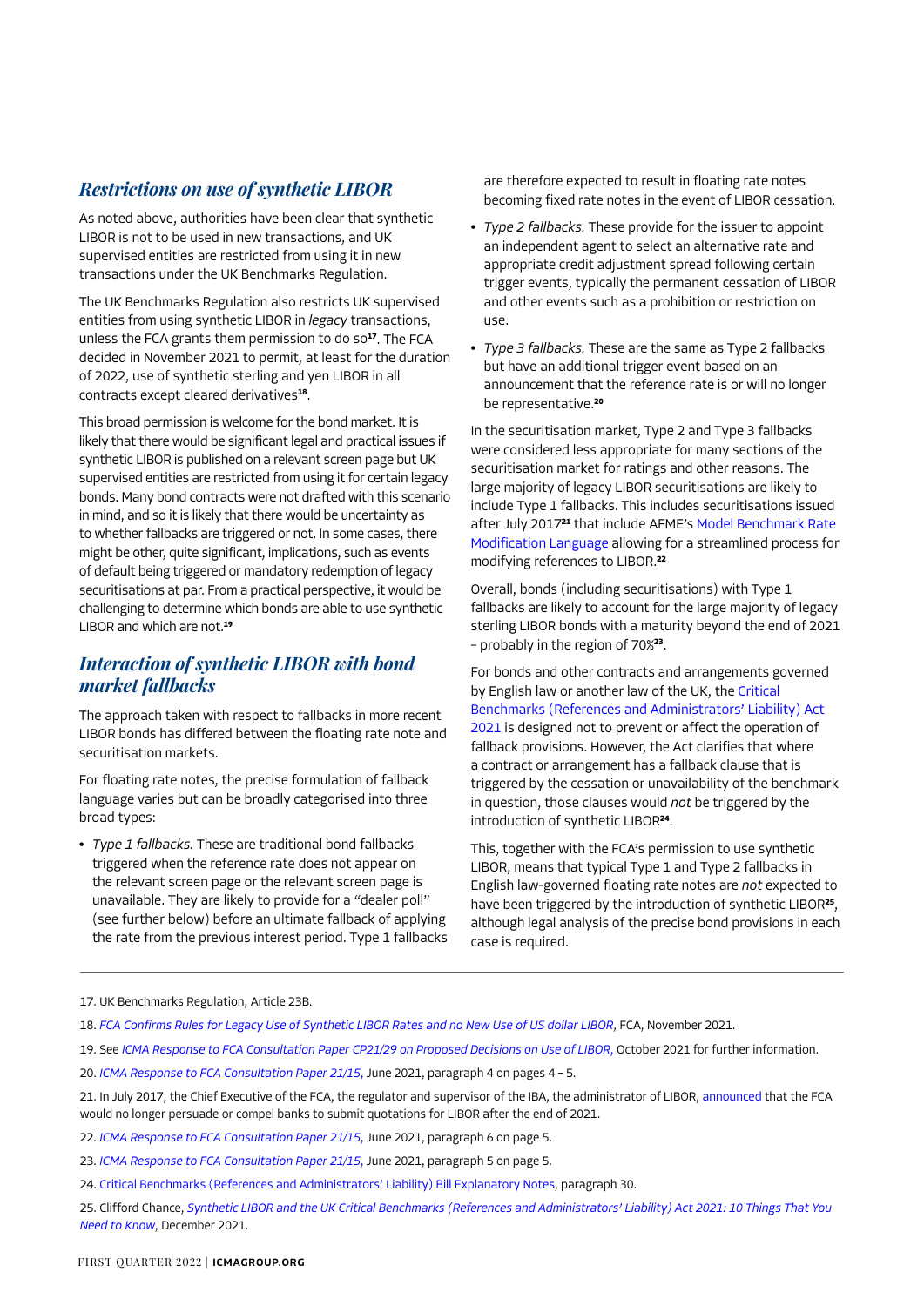## *Restrictions on use of synthetic LIBOR*

As noted above, authorities have been clear that synthetic LIBOR is not to be used in new transactions, and UK supervised entities are restricted from using it in new transactions under the UK Benchmarks Regulation.

The UK Benchmarks Regulation also restricts UK supervised entities from using synthetic LIBOR in *legacy* transactions, unless the FCA grants them permission to do so[17]. The FCA decided in November 2021 to permit, at least for the duration of 2022, use of synthetic sterling and yen LIBOR in all contracts except cleared derivatives[18].

This broad permission is welcome for the bond market. It is likely that there would be significant legal and practical issues if synthetic LIBOR is published on a relevant screen page but UK supervised entities are restricted from using it for certain legacy bonds. Many bond contracts were not drafted with this scenario in mind, and so it is likely that there would be uncertainty as to whether fallbacks are triggered or not. In some cases, there might be other, quite significant, implications, such as events of default being triggered or mandatory redemption of legacy securitisations at par. From a practical perspective, it would be challenging to determine which bonds are able to use synthetic LIBOR and which are not.[19]

## *Interaction of synthetic LIBOR with bond market fallbacks*

The approach taken with respect to fallbacks in more recent LIBOR bonds has differed between the floating rate note and securitisation markets.

For floating rate notes, the precise formulation of fallback language varies but can be broadly categorised into three broad types:

- *Type 1 fallbacks.* These are traditional bond fallbacks triggered when the reference rate does not appear on the relevant screen page or the relevant screen page is unavailable. They are likely to provide for a "dealer poll" (see further below) before an ultimate fallback of applying the rate from the previous interest period. Type 1 fallbacks are therefore expected to result in floating rate notes becoming fixed rate notes in the event of LIBOR cessation.
- *Type 2 fallbacks.* These provide for the issuer to appoint an independent agent to select an alternative rate and appropriate credit adjustment spread following certain trigger events, typically the permanent cessation of LIBOR and other events such as a prohibition or restriction on use.
- *Type 3 fallbacks.* These are the same as Type 2 fallbacks but have an additional trigger event based on an announcement that the reference rate is or will no longer be representative.[20]

In the securitisation market, Type 2 and Type 3 fallbacks were considered less appropriate for many sections of the securitisation market for ratings and other reasons. The large majority of legacy LIBOR securitisations are likely to include Type 1 fallbacks. This includes securitisations issued after July 2017[21] that include AFME's Model Benchmark Rate Modification Language allowing for a streamlined process for modifying references to LIBOR.[22]

Overall, bonds (including securitisations) with Type 1 fallbacks are likely to account for the large majority of legacy sterling LIBOR bonds with a maturity beyond the end of 2021 – probably in the region of 70%[23].

For bonds and other contracts and arrangements governed by English law or another law of the UK, the Critical Benchmarks (References and Administrators' Liability) Act 2021 is designed not to prevent or affect the operation of fallback provisions. However, the Act clarifies that where a contract or arrangement has a fallback clause that is triggered by the cessation or unavailability of the benchmark in question, those clauses would *not* be triggered by the introduction of synthetic LIBOR[24].

This, together with the FCA's permission to use synthetic LIBOR, means that typical Type 1 and Type 2 fallbacks in English law-governed floating rate notes are *not* expected to have been triggered by the introduction of synthetic LIBOR[25], although legal analysis of the precise bond provisions in each case is required.

---

17. UK Benchmarks Regulation, Article 23B.

18. *FCA Confirms Rules for Legacy Use of Synthetic LIBOR Rates and no New Use of US dollar LIBOR*, FCA, November 2021.

19. See *ICMA Response to FCA Consultation Paper CP21/29 on Proposed Decisions on Use of LIBOR*, October 2021 for further information.

20. *ICMA Response to FCA Consultation Paper 21/15*, June 2021, paragraph 4 on pages 4 – 5.

21. In July 2017, the Chief Executive of the FCA, the regulator and supervisor of the IBA, the administrator of LIBOR, announced that the FCA would no longer persuade or compel banks to submit quotations for LIBOR after the end of 2021.

22. *ICMA Response to FCA Consultation Paper 21/15*, June 2021, paragraph 6 on page 5.

23. *ICMA Response to FCA Consultation Paper 21/15*, June 2021, paragraph 5 on page 5.

24. Critical Benchmarks (References and Administrators' Liability) Bill Explanatory Notes, paragraph 30.

25. Clifford Chance, *Synthetic LIBOR and the UK Critical Benchmarks (References and Administrators' Liability) Act 2021: 10 Things That You Need to Know*, December 2021.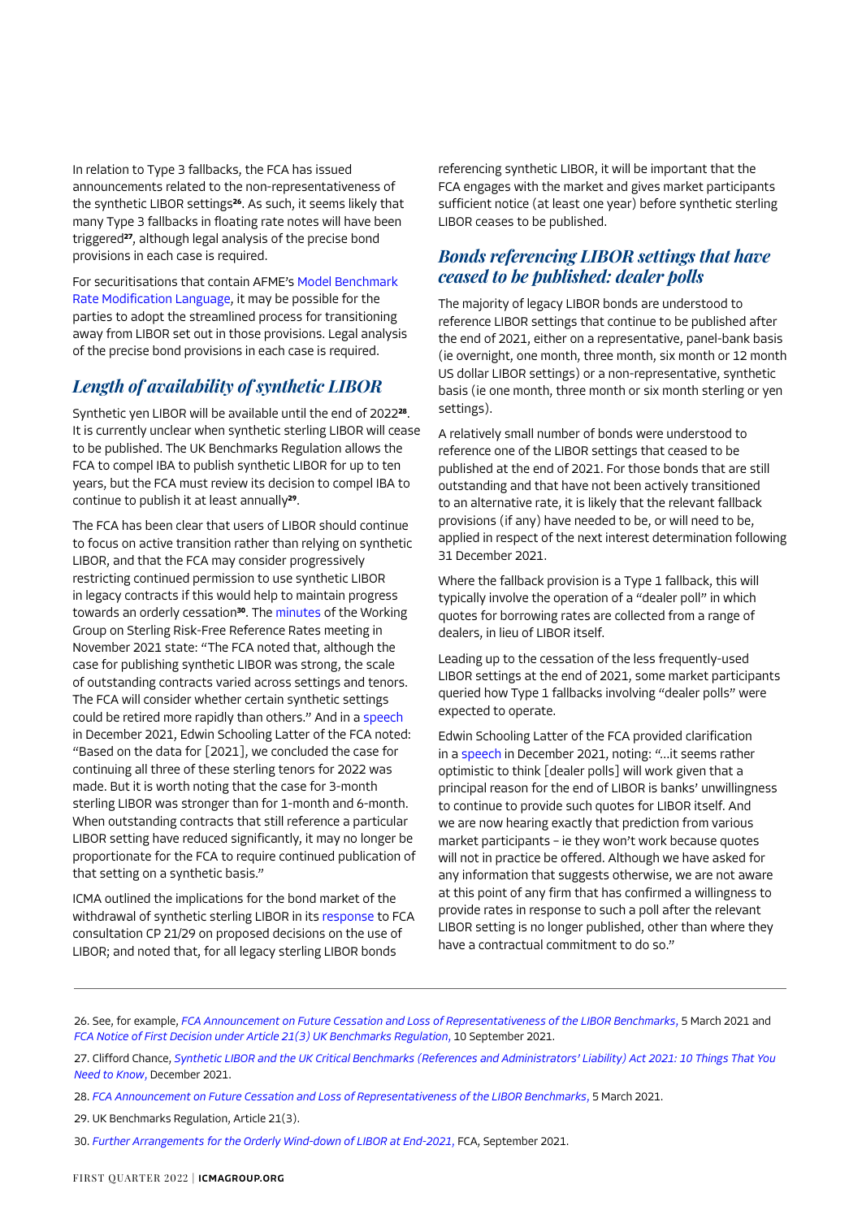In relation to Type 3 fallbacks, the FCA has issued announcements related to the non-representativeness of the synthetic LIBOR settings[26]. As such, it seems likely that many Type 3 fallbacks in floating rate notes will have been triggered[27], although legal analysis of the precise bond provisions in each case is required.

For securitisations that contain AFME's Model Benchmark Rate Modification Language, it may be possible for the parties to adopt the streamlined process for transitioning away from LIBOR set out in those provisions. Legal analysis of the precise bond provisions in each case is required.

## *Length of availability of synthetic LIBOR*

Synthetic yen LIBOR will be available until the end of 2022[28]. It is currently unclear when synthetic sterling LIBOR will cease to be published. The UK Benchmarks Regulation allows the FCA to compel IBA to publish synthetic LIBOR for up to ten years, but the FCA must review its decision to compel IBA to continue to publish it at least annually[29].

The FCA has been clear that users of LIBOR should continue to focus on active transition rather than relying on synthetic LIBOR, and that the FCA may consider progressively restricting continued permission to use synthetic LIBOR in legacy contracts if this would help to maintain progress towards an orderly cessation[30]. The minutes of the Working Group on Sterling Risk-Free Reference Rates meeting in November 2021 state: "The FCA noted that, although the case for publishing synthetic LIBOR was strong, the scale of outstanding contracts varied across settings and tenors. The FCA will consider whether certain synthetic settings could be retired more rapidly than others." And in a speech in December 2021, Edwin Schooling Latter of the FCA noted: "Based on the data for [2021], we concluded the case for continuing all three of these sterling tenors for 2022 was made. But it is worth noting that the case for 3-month sterling LIBOR was stronger than for 1-month and 6-month. When outstanding contracts that still reference a particular LIBOR setting have reduced significantly, it may no longer be proportionate for the FCA to require continued publication of that setting on a synthetic basis."

ICMA outlined the implications for the bond market of the withdrawal of synthetic sterling LIBOR in its response to FCA consultation CP 21/29 on proposed decisions on the use of LIBOR; and noted that, for all legacy sterling LIBOR bonds referencing synthetic LIBOR, it will be important that the FCA engages with the market and gives market participants sufficient notice (at least one year) before synthetic sterling LIBOR ceases to be published.

## *Bonds referencing LIBOR settings that have ceased to be published: dealer polls*

The majority of legacy LIBOR bonds are understood to reference LIBOR settings that continue to be published after the end of 2021, either on a representative, panel-bank basis (ie overnight, one month, three month, six month or 12 month US dollar LIBOR settings) or a non-representative, synthetic basis (ie one month, three month or six month sterling or yen settings).

A relatively small number of bonds were understood to reference one of the LIBOR settings that ceased to be published at the end of 2021. For those bonds that are still outstanding and that have not been actively transitioned to an alternative rate, it is likely that the relevant fallback provisions (if any) have needed to be, or will need to be, applied in respect of the next interest determination following 31 December 2021.

Where the fallback provision is a Type 1 fallback, this will typically involve the operation of a "dealer poll" in which quotes for borrowing rates are collected from a range of dealers, in lieu of LIBOR itself.

Leading up to the cessation of the less frequently-used LIBOR settings at the end of 2021, some market participants queried how Type 1 fallbacks involving "dealer polls" were expected to operate.

Edwin Schooling Latter of the FCA provided clarification in a speech in December 2021, noting: "…it seems rather optimistic to think [dealer polls] will work given that a principal reason for the end of LIBOR is banks' unwillingness to continue to provide such quotes for LIBOR itself. And we are now hearing exactly that prediction from various market participants – ie they won't work because quotes will not in practice be offered. Although we have asked for any information that suggests otherwise, we are not aware at this point of any firm that has confirmed a willingness to provide rates in response to such a poll after the relevant LIBOR setting is no longer published, other than where they have a contractual commitment to do so."

---

26. See, for example, *FCA Announcement on Future Cessation and Loss of Representativeness of the LIBOR Benchmarks*, 5 March 2021 and *FCA Notice of First Decision under Article 21(3) UK Benchmarks Regulation*, 10 September 2021.

27. Clifford Chance, *Synthetic LIBOR and the UK Critical Benchmarks (References and Administrators' Liability) Act 2021: 10 Things That You Need to Know*, December 2021.

28. *FCA Announcement on Future Cessation and Loss of Representativeness of the LIBOR Benchmarks*, 5 March 2021.

29. UK Benchmarks Regulation, Article 21(3).

30. *Further Arrangements for the Orderly Wind-down of LIBOR at End-2021*, FCA, September 2021.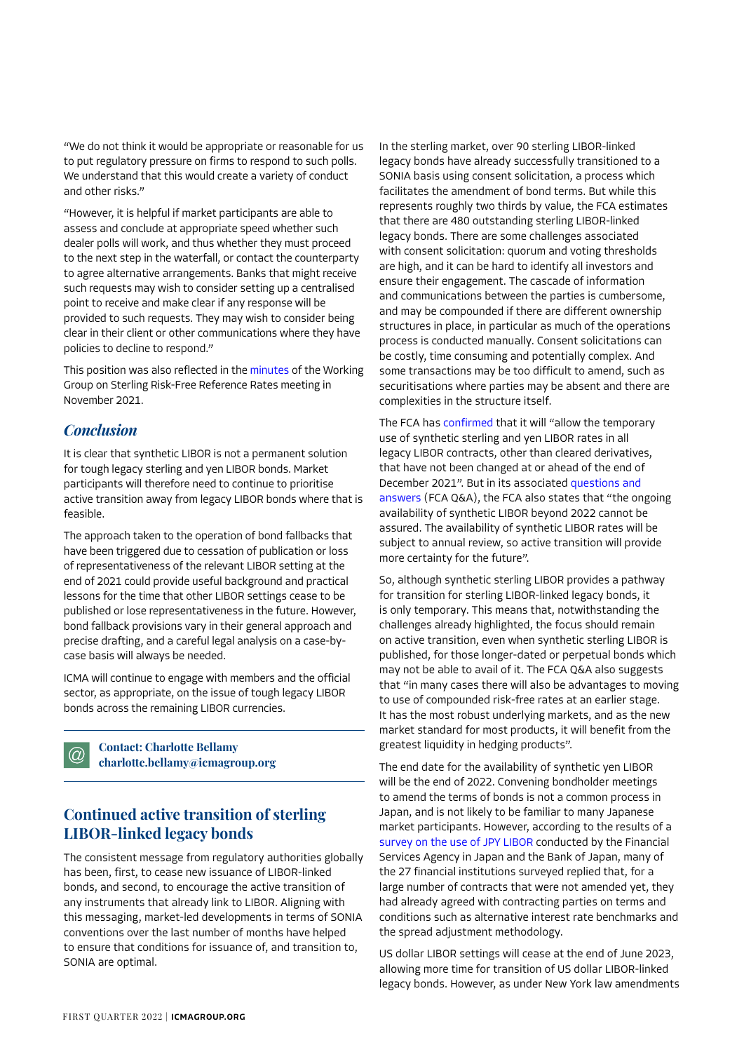"We do not think it would be appropriate or reasonable for us to put regulatory pressure on firms to respond to such polls. We understand that this would create a variety of conduct and other risks."

"However, it is helpful if market participants are able to assess and conclude at appropriate speed whether such dealer polls will work, and thus whether they must proceed to the next step in the waterfall, or contact the counterparty to agree alternative arrangements. Banks that might receive such requests may wish to consider setting up a centralised point to receive and make clear if any response will be provided to such requests. They may wish to consider being clear in their client or other communications where they have policies to decline to respond."

This position was also reflected in the minutes of the Working Group on Sterling Risk-Free Reference Rates meeting in November 2021.

### *Conclusion*

It is clear that synthetic LIBOR is not a permanent solution for tough legacy sterling and yen LIBOR bonds. Market participants will therefore need to continue to prioritise active transition away from legacy LIBOR bonds where that is feasible.

The approach taken to the operation of bond fallbacks that have been triggered due to cessation of publication or loss of representativeness of the relevant LIBOR setting at the end of 2021 could provide useful background and practical lessons for the time that other LIBOR settings cease to be published or lose representativeness in the future. However, bond fallback provisions vary in their general approach and precise drafting, and a careful legal analysis on a case-by-case basis will always be needed.

ICMA will continue to engage with members and the official sector, as appropriate, on the issue of tough legacy LIBOR bonds across the remaining LIBOR currencies.

**Contact: Charlotte Bellamy**
**charlotte.bellamy@icmagroup.org**

## Continued active transition of sterling LIBOR-linked legacy bonds

The consistent message from regulatory authorities globally has been, first, to cease new issuance of LIBOR-linked bonds, and second, to encourage the active transition of any instruments that already link to LIBOR. Aligning with this messaging, market-led developments in terms of SONIA conventions over the last number of months have helped to ensure that conditions for issuance of, and transition to, SONIA are optimal.

In the sterling market, over 90 sterling LIBOR-linked legacy bonds have already successfully transitioned to a SONIA basis using consent solicitation, a process which facilitates the amendment of bond terms. But while this represents roughly two thirds by value, the FCA estimates that there are 480 outstanding sterling LIBOR-linked legacy bonds. There are some challenges associated with consent solicitation: quorum and voting thresholds are high, and it can be hard to identify all investors and ensure their engagement. The cascade of information and communications between the parties is cumbersome, and may be compounded if there are different ownership structures in place, in particular as much of the operations process is conducted manually. Consent solicitations can be costly, time consuming and potentially complex. And some transactions may be too difficult to amend, such as securitisations where parties may be absent and there are complexities in the structure itself.

The FCA has confirmed that it will "allow the temporary use of synthetic sterling and yen LIBOR rates in all legacy LIBOR contracts, other than cleared derivatives, that have not been changed at or ahead of the end of December 2021". But in its associated questions and answers (FCA Q&A), the FCA also states that "the ongoing availability of synthetic LIBOR beyond 2022 cannot be assured. The availability of synthetic LIBOR rates will be subject to annual review, so active transition will provide more certainty for the future".

So, although synthetic sterling LIBOR provides a pathway for transition for sterling LIBOR-linked legacy bonds, it is only temporary. This means that, notwithstanding the challenges already highlighted, the focus should remain on active transition, even when synthetic sterling LIBOR is published, for those longer-dated or perpetual bonds which may not be able to avail of it. The FCA Q&A also suggests that "in many cases there will also be advantages to moving to use of compounded risk-free rates at an earlier stage. It has the most robust underlying markets, and as the new market standard for most products, it will benefit from the greatest liquidity in hedging products".

The end date for the availability of synthetic yen LIBOR will be the end of 2022. Convening bondholder meetings to amend the terms of bonds is not a common process in Japan, and is not likely to be familiar to many Japanese market participants. However, according to the results of a survey on the use of JPY LIBOR conducted by the Financial Services Agency in Japan and the Bank of Japan, many of the 27 financial institutions surveyed replied that, for a large number of contracts that were not amended yet, they had already agreed with contracting parties on terms and conditions such as alternative interest rate benchmarks and the spread adjustment methodology.

US dollar LIBOR settings will cease at the end of June 2023, allowing more time for transition of US dollar LIBOR-linked legacy bonds. However, as under New York law amendments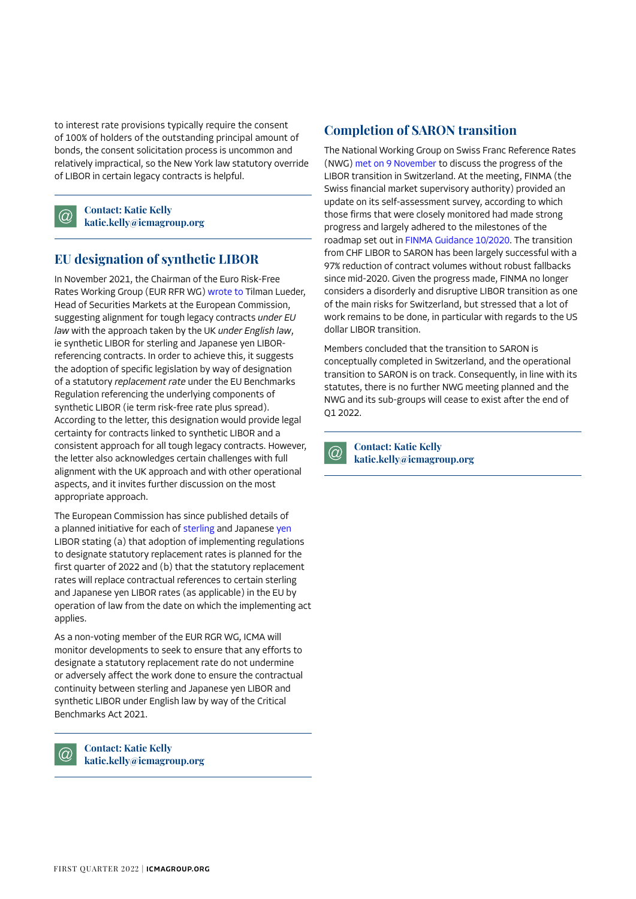to interest rate provisions typically require the consent of 100% of holders of the outstanding principal amount of bonds, the consent solicitation process is uncommon and relatively impractical, so the New York law statutory override of LIBOR in certain legacy contracts is helpful.

**Contact: Katie Kelly**
**katie.kelly@icmagroup.org**

## EU designation of synthetic LIBOR

In November 2021, the Chairman of the Euro Risk-Free Rates Working Group (EUR RFR WG) wrote to Tilman Lueder, Head of Securities Markets at the European Commission, suggesting alignment for tough legacy contracts *under EU law* with the approach taken by the UK *under English law*, ie synthetic LIBOR for sterling and Japanese yen LIBOR-referencing contracts. In order to achieve this, it suggests the adoption of specific legislation by way of designation of a statutory *replacement rate* under the EU Benchmarks Regulation referencing the underlying components of synthetic LIBOR (ie term risk-free rate plus spread). According to the letter, this designation would provide legal certainty for contracts linked to synthetic LIBOR and a consistent approach for all tough legacy contracts. However, the letter also acknowledges certain challenges with full alignment with the UK approach and with other operational aspects, and it invites further discussion on the most appropriate approach.

The European Commission has since published details of a planned initiative for each of sterling and Japanese yen LIBOR stating (a) that adoption of implementing regulations to designate statutory replacement rates is planned for the first quarter of 2022 and (b) that the statutory replacement rates will replace contractual references to certain sterling and Japanese yen LIBOR rates (as applicable) in the EU by operation of law from the date on which the implementing act applies.

As a non-voting member of the EUR RGR WG, ICMA will monitor developments to seek to ensure that any efforts to designate a statutory replacement rate do not undermine or adversely affect the work done to ensure the contractual continuity between sterling and Japanese yen LIBOR and synthetic LIBOR under English law by way of the Critical Benchmarks Act 2021.

**Contact: Katie Kelly**
**katie.kelly@icmagroup.org**

## Completion of SARON transition

The National Working Group on Swiss Franc Reference Rates (NWG) met on 9 November to discuss the progress of the LIBOR transition in Switzerland. At the meeting, FINMA (the Swiss financial market supervisory authority) provided an update on its self-assessment survey, according to which those firms that were closely monitored had made strong progress and largely adhered to the milestones of the roadmap set out in FINMA Guidance 10/2020. The transition from CHF LIBOR to SARON has been largely successful with a 97% reduction of contract volumes without robust fallbacks since mid-2020. Given the progress made, FINMA no longer considers a disorderly and disruptive LIBOR transition as one of the main risks for Switzerland, but stressed that a lot of work remains to be done, in particular with regards to the US dollar LIBOR transition.

Members concluded that the transition to SARON is conceptually completed in Switzerland, and the operational transition to SARON is on track. Consequently, in line with its statutes, there is no further NWG meeting planned and the NWG and its sub-groups will cease to exist after the end of Q1 2022.

**Contact: Katie Kelly**
**katie.kelly@icmagroup.org**